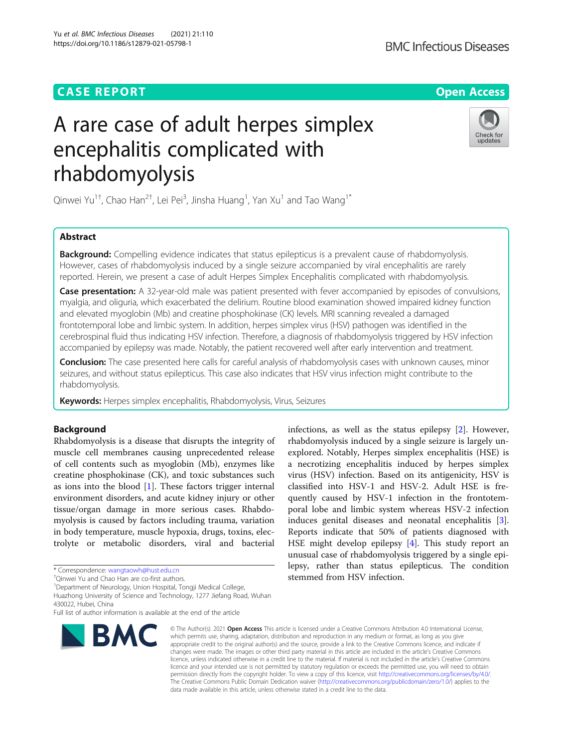CASE REPORT

Open Access

# A rare case of adult herpes simplex encephalitis complicated with rhabdomyolysis

Qinwei Yu[1†], Chao Han[2†], Lei Pei[3], Jinsha Huang[1], Yan Xu[1] and Tao Wang[1*]

## Abstract

**Background:** Compelling evidence indicates that status epilepticus is a prevalent cause of rhabdomyolysis. However, cases of rhabdomyolysis induced by a single seizure accompanied by viral encephalitis are rarely reported. Herein, we present a case of adult Herpes Simplex Encephalitis complicated with rhabdomyolysis.

**Case presentation:** A 32-year-old male was patient presented with fever accompanied by episodes of convulsions, myalgia, and oliguria, which exacerbated the delirium. Routine blood examination showed impaired kidney function and elevated myoglobin (Mb) and creatine phosphokinase (CK) levels. MRI scanning revealed a damaged frontotemporal lobe and limbic system. In addition, herpes simplex virus (HSV) pathogen was identified in the cerebrospinal fluid thus indicating HSV infection. Therefore, a diagnosis of rhabdomyolysis triggered by HSV infection accompanied by epilepsy was made. Notably, the patient recovered well after early intervention and treatment.

**Conclusion:** The case presented here calls for careful analysis of rhabdomyolysis cases with unknown causes, minor seizures, and without status epilepticus. This case also indicates that HSV virus infection might contribute to the rhabdomyolysis.

**Keywords:** Herpes simplex encephalitis, Rhabdomyolysis, Virus, Seizures

## Background

Rhabdomyolysis is a disease that disrupts the integrity of muscle cell membranes causing unprecedented release of cell contents such as myoglobin (Mb), enzymes like creatine phosphokinase (CK), and toxic substances such as ions into the blood [1]. These factors trigger internal environment disorders, and acute kidney injury or other tissue/organ damage in more serious cases. Rhabdomyolysis is caused by factors including trauma, variation in body temperature, muscle hypoxia, drugs, toxins, electrolyte or metabolic disorders, viral and bacterial infections, as well as the status epilepsy [2]. However, rhabdomyolysis induced by a single seizure is largely unexplored. Notably, Herpes simplex encephalitis (HSE) is a necrotizing encephalitis induced by herpes simplex virus (HSV) infection. Based on its antigenicity, HSV is classified into HSV-1 and HSV-2. Adult HSE is frequently caused by HSV-1 infection in the frontotemporal lobe and limbic system whereas HSV-2 infection induces genital diseases and neonatal encephalitis [3]. Reports indicate that 50% of patients diagnosed with HSE might develop epilepsy [4]. This study report an unusual case of rhabdomyolysis triggered by a single epilepsy, rather than status epilepticus. The condition stemmed from HSV infection.

* Correspondence: wangtaowh@hust.edu.cn
†Qinwei Yu and Chao Han are co-first authors.
[1]Department of Neurology, Union Hospital, Tongji Medical College, Huazhong University of Science and Technology, 1277 Jiefang Road, Wuhan 430022, Hubei, China
Full list of author information is available at the end of the article

© The Author(s). 2021 **Open Access** This article is licensed under a Creative Commons Attribution 4.0 International License, which permits use, sharing, adaptation, distribution and reproduction in any medium or format, as long as you give appropriate credit to the original author(s) and the source, provide a link to the Creative Commons licence, and indicate if changes were made. The images or other third party material in this article are included in the article's Creative Commons licence, unless indicated otherwise in a credit line to the material. If material is not included in the article's Creative Commons licence and your intended use is not permitted by statutory regulation or exceeds the permitted use, you will need to obtain permission directly from the copyright holder. To view a copy of this licence, visit http://creativecommons.org/licenses/by/4.0/. The Creative Commons Public Domain Dedication waiver (http://creativecommons.org/publicdomain/zero/1.0/) applies to the data made available in this article, unless otherwise stated in a credit line to the data.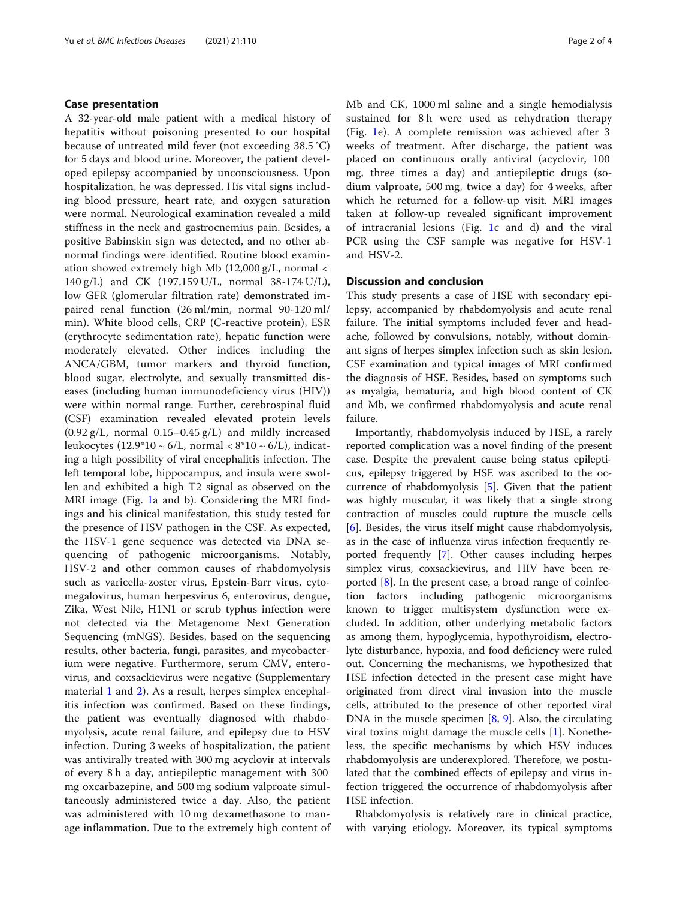## Case presentation

A 32-year-old male patient with a medical history of hepatitis without poisoning presented to our hospital because of untreated mild fever (not exceeding 38.5 °C) for 5 days and blood urine. Moreover, the patient developed epilepsy accompanied by unconsciousness. Upon hospitalization, he was depressed. His vital signs including blood pressure, heart rate, and oxygen saturation were normal. Neurological examination revealed a mild stiffness in the neck and gastrocnemius pain. Besides, a positive Babinskin sign was detected, and no other abnormal findings were identified. Routine blood examination showed extremely high Mb (12,000 g/L, normal < 140 g/L) and CK (197,159 U/L, normal 38-174 U/L), low GFR (glomerular filtration rate) demonstrated impaired renal function (26 ml/min, normal 90-120 ml/min). White blood cells, CRP (C-reactive protein), ESR (erythrocyte sedimentation rate), hepatic function were moderately elevated. Other indices including the ANCA/GBM, tumor markers and thyroid function, blood sugar, electrolyte, and sexually transmitted diseases (including human immunodeficiency virus (HIV)) were within normal range. Further, cerebrospinal fluid (CSF) examination revealed elevated protein levels (0.92 g/L, normal 0.15–0.45 g/L) and mildly increased leukocytes ($12.9*10 \sim 6/L$, normal $< 8*10 \sim 6/L$), indicating a high possibility of viral encephalitis infection. The left temporal lobe, hippocampus, and insula were swollen and exhibited a high T2 signal as observed on the MRI image (Fig. 1a and b). Considering the MRI findings and his clinical manifestation, this study tested for the presence of HSV pathogen in the CSF. As expected, the HSV-1 gene sequence was detected via DNA sequencing of pathogenic microorganisms. Notably, HSV-2 and other common causes of rhabdomyolysis such as varicella-zoster virus, Epstein-Barr virus, cytomegalovirus, human herpesvirus 6, enterovirus, dengue, Zika, West Nile, H1N1 or scrub typhus infection were not detected via the Metagenome Next Generation Sequencing (mNGS). Besides, based on the sequencing results, other bacteria, fungi, parasites, and mycobacterium were negative. Furthermore, serum CMV, enterovirus, and coxsackievirus were negative (Supplementary material 1 and 2). As a result, herpes simplex encephalitis infection was confirmed. Based on these findings, the patient was eventually diagnosed with rhabdomyolysis, acute renal failure, and epilepsy due to HSV infection. During 3 weeks of hospitalization, the patient was antivirally treated with 300 mg acyclovir at intervals of every 8 h a day, antiepileptic management with 300 mg oxcarbazepine, and 500 mg sodium valproate simultaneously administered twice a day. Also, the patient was administered with 10 mg dexamethasone to manage inflammation. Due to the extremely high content of Mb and CK, 1000 ml saline and a single hemodialysis sustained for 8 h were used as rehydration therapy (Fig. 1e). A complete remission was achieved after 3 weeks of treatment. After discharge, the patient was placed on continuous orally antiviral (acyclovir, 100 mg, three times a day) and antiepileptic drugs (sodium valproate, 500 mg, twice a day) for 4 weeks, after which he returned for a follow-up visit. MRI images taken at follow-up revealed significant improvement of intracranial lesions (Fig. 1c and d) and the viral PCR using the CSF sample was negative for HSV-1 and HSV-2.

## Discussion and conclusion

This study presents a case of HSE with secondary epilepsy, accompanied by rhabdomyolysis and acute renal failure. The initial symptoms included fever and headache, followed by convulsions, notably, without dominant signs of herpes simplex infection such as skin lesion. CSF examination and typical images of MRI confirmed the diagnosis of HSE. Besides, based on symptoms such as myalgia, hematuria, and high blood content of CK and Mb, we confirmed rhabdomyolysis and acute renal failure.

Importantly, rhabdomyolysis induced by HSE, a rarely reported complication was a novel finding of the present case. Despite the prevalent cause being status epilepticus, epilepsy triggered by HSE was ascribed to the occurrence of rhabdomyolysis [5]. Given that the patient was highly muscular, it was likely that a single strong contraction of muscles could rupture the muscle cells [6]. Besides, the virus itself might cause rhabdomyolysis, as in the case of influenza virus infection frequently reported frequently [7]. Other causes including herpes simplex virus, coxsackievirus, and HIV have been reported [8]. In the present case, a broad range of coinfection factors including pathogenic microorganisms known to trigger multisystem dysfunction were excluded. In addition, other underlying metabolic factors as among them, hypoglycemia, hypothyroidism, electrolyte disturbance, hypoxia, and food deficiency were ruled out. Concerning the mechanisms, we hypothesized that HSE infection detected in the present case might have originated from direct viral invasion into the muscle cells, attributed to the presence of other reported viral DNA in the muscle specimen [8, 9]. Also, the circulating viral toxins might damage the muscle cells [1]. Nonetheless, the specific mechanisms by which HSV induces rhabdomyolysis are underexplored. Therefore, we postulated that the combined effects of epilepsy and virus infection triggered the occurrence of rhabdomyolysis after HSE infection.

Rhabdomyolysis is relatively rare in clinical practice, with varying etiology. Moreover, its typical symptoms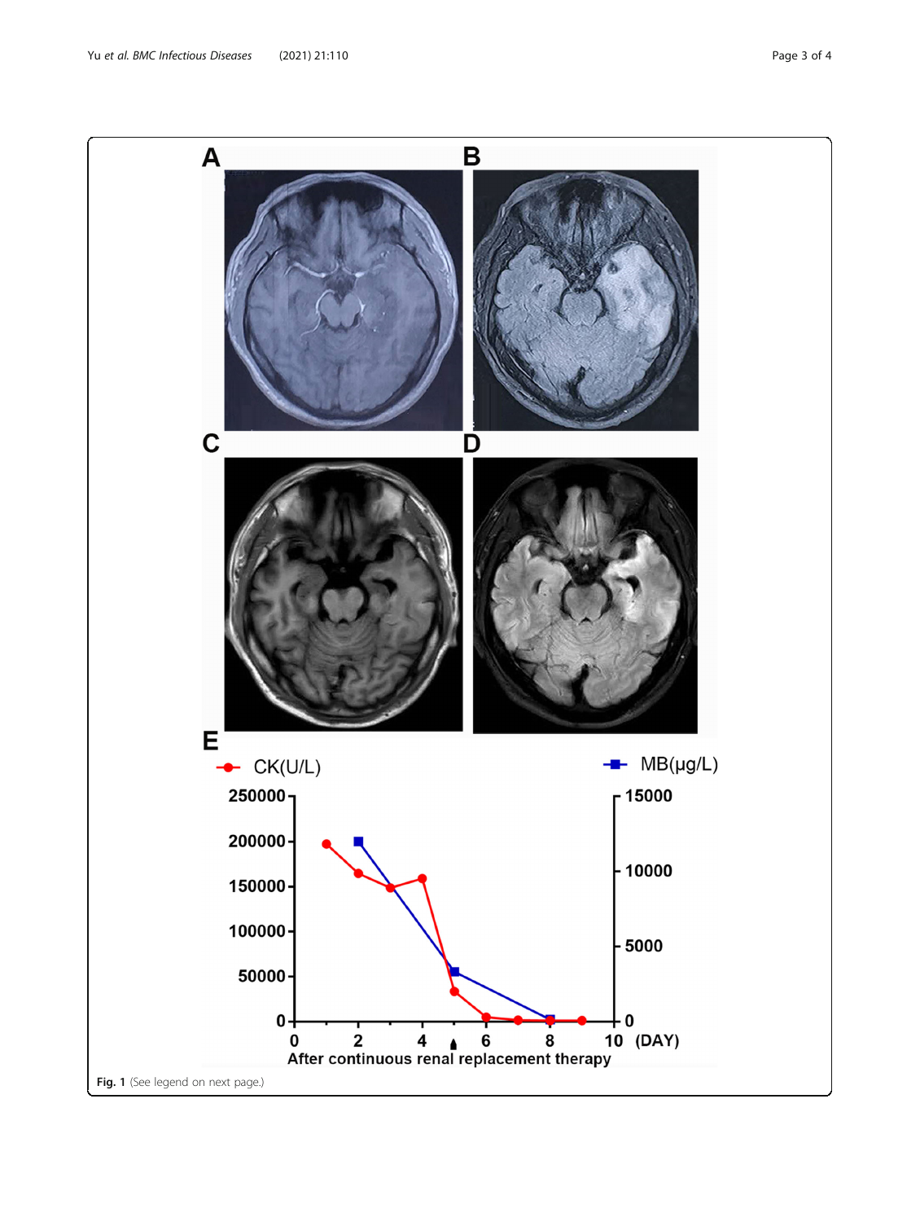Fig. 1 (See legend on next page.)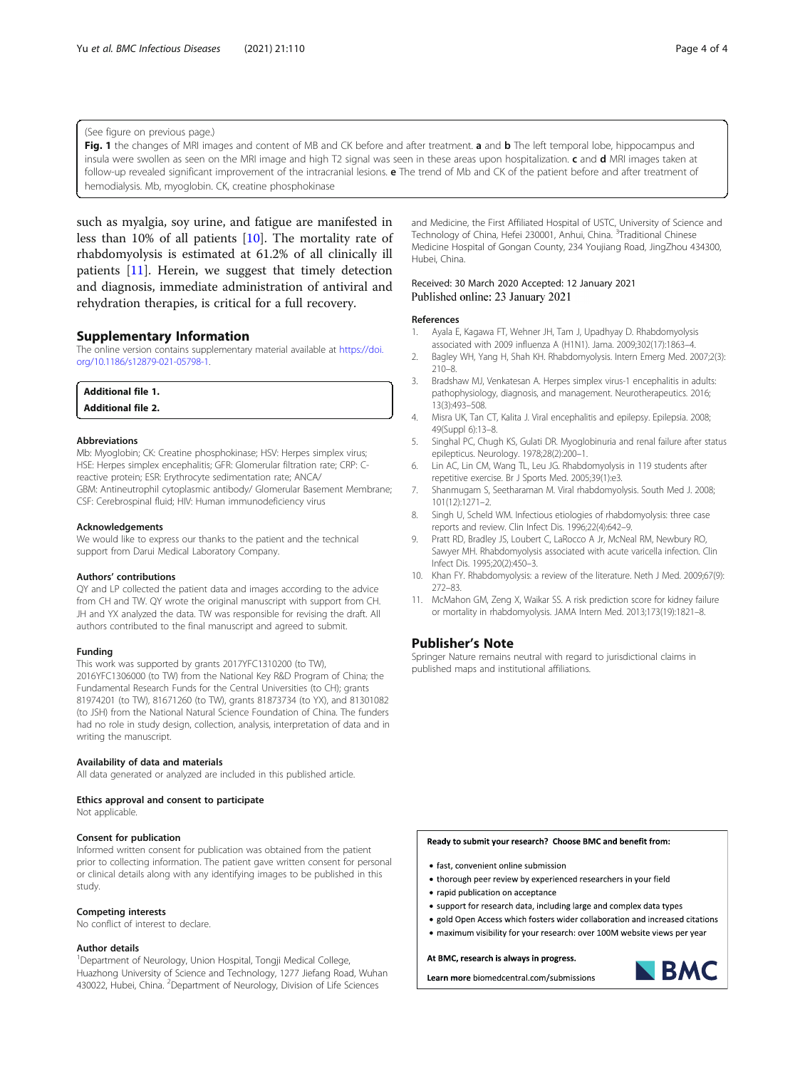(See figure on previous page.)

**Fig. 1** the changes of MRI images and content of MB and CK before and after treatment. **a** and **b** The left temporal lobe, hippocampus and insula were swollen as seen on the MRI image and high T2 signal was seen in these areas upon hospitalization. **c** and **d** MRI images taken at follow-up revealed significant improvement of the intracranial lesions. **e** The trend of Mb and CK of the patient before and after treatment of hemodialysis. Mb, myoglobin. CK, creatine phosphokinase

such as myalgia, soy urine, and fatigue are manifested in less than 10% of all patients [10]. The mortality rate of rhabdomyolysis is estimated at 61.2% of all clinically ill patients [11]. Herein, we suggest that timely detection and diagnosis, immediate administration of antiviral and rehydration therapies, is critical for a full recovery.

## Supplementary Information

The online version contains supplementary material available at https://doi.org/10.1186/s12879-021-05798-1.

**Additional file 1.**

**Additional file 2.**

### Abbreviations

Mb: Myoglobin; CK: Creatine phosphokinase; HSV: Herpes simplex virus; HSE: Herpes simplex encephalitis; GFR: Glomerular filtration rate; CRP: C-reactive protein; ESR: Erythrocyte sedimentation rate; ANCA/GBM: Antineutrophil cytoplasmic antibody/ Glomerular Basement Membrane; CSF: Cerebrospinal fluid; HIV: Human immunodeficiency virus

### Acknowledgements

We would like to express our thanks to the patient and the technical support from Darui Medical Laboratory Company.

### Authors' contributions

QY and LP collected the patient data and images according to the advice from CH and TW. QY wrote the original manuscript with support from CH. JH and YX analyzed the data. TW was responsible for revising the draft. All authors contributed to the final manuscript and agreed to submit.

### Funding

This work was supported by grants 2017YFC1310200 (to TW), 2016YFC1306000 (to TW) from the National Key R&D Program of China; the Fundamental Research Funds for the Central Universities (to CH); grants 81974201 (to TW), 81671260 (to TW), grants 81873734 (to YX), and 81301082 (to JSH) from the National Natural Science Foundation of China. The funders had no role in study design, collection, analysis, interpretation of data and in writing the manuscript.

### Availability of data and materials

All data generated or analyzed are included in this published article.

### Ethics approval and consent to participate

Not applicable.

### Consent for publication

Informed written consent for publication was obtained from the patient prior to collecting information. The patient gave written consent for personal or clinical details along with any identifying images to be published in this study.

### Competing interests

No conflict of interest to declare.

### Author details

[1]Department of Neurology, Union Hospital, Tongji Medical College, Huazhong University of Science and Technology, 1277 Jiefang Road, Wuhan 430022, Hubei, China. [2]Department of Neurology, Division of Life Sciences and Medicine, the First Affiliated Hospital of USTC, University of Science and Technology of China, Hefei 230001, Anhui, China. [3]Traditional Chinese Medicine Hospital of Gongan County, 234 Youjiang Road, JingZhou 434300, Hubei, China.

Received: 30 March 2020 Accepted: 12 January 2021
Published online: 23 January 2021

### References

1. Ayala E, Kagawa FT, Wehner JH, Tam J, Upadhyay D. Rhabdomyolysis associated with 2009 influenza A (H1N1). Jama. 2009;302(17):1863–4.
2. Bagley WH, Yang H, Shah KH. Rhabdomyolysis. Intern Emerg Med. 2007;2(3): 210–8.
3. Bradshaw MJ, Venkatesan A. Herpes simplex virus-1 encephalitis in adults: pathophysiology, diagnosis, and management. Neurotherapeutics. 2016; 13(3):493–508.
4. Misra UK, Tan CT, Kalita J. Viral encephalitis and epilepsy. Epilepsia. 2008; 49(Suppl 6):13–8.
5. Singhal PC, Chugh KS, Gulati DR. Myoglobinuria and renal failure after status epilepticus. Neurology. 1978;28(2):200–1.
6. Lin AC, Lin CM, Wang TL, Leu JG. Rhabdomyolysis in 119 students after repetitive exercise. Br J Sports Med. 2005;39(1):e3.
7. Shanmugam S, Seetharaman M. Viral rhabdomyolysis. South Med J. 2008; 101(12):1271–2.
8. Singh U, Scheld WM. Infectious etiologies of rhabdomyolysis: three case reports and review. Clin Infect Dis. 1996;22(4):642–9.
9. Pratt RD, Bradley JS, Loubert C, LaRocco A Jr, McNeal RM, Newbury RO, Sawyer MH. Rhabdomyolysis associated with acute varicella infection. Clin Infect Dis. 1995;20(2):450–3.
10. Khan FY. Rhabdomyolysis: a review of the literature. Neth J Med. 2009;67(9): 272–83.
11. McMahon GM, Zeng X, Waikar SS. A risk prediction score for kidney failure or mortality in rhabdomyolysis. JAMA Intern Med. 2013;173(19):1821–8.

## Publisher's Note

Springer Nature remains neutral with regard to jurisdictional claims in published maps and institutional affiliations.

**Ready to submit your research? Choose BMC and benefit from:**

- fast, convenient online submission
- thorough peer review by experienced researchers in your field
- rapid publication on acceptance
- support for research data, including large and complex data types
- gold Open Access which fosters wider collaboration and increased citations
- maximum visibility for your research: over 100M website views per year

**At BMC, research is always in progress.**

**Learn more** biomedcentral.com/submissions